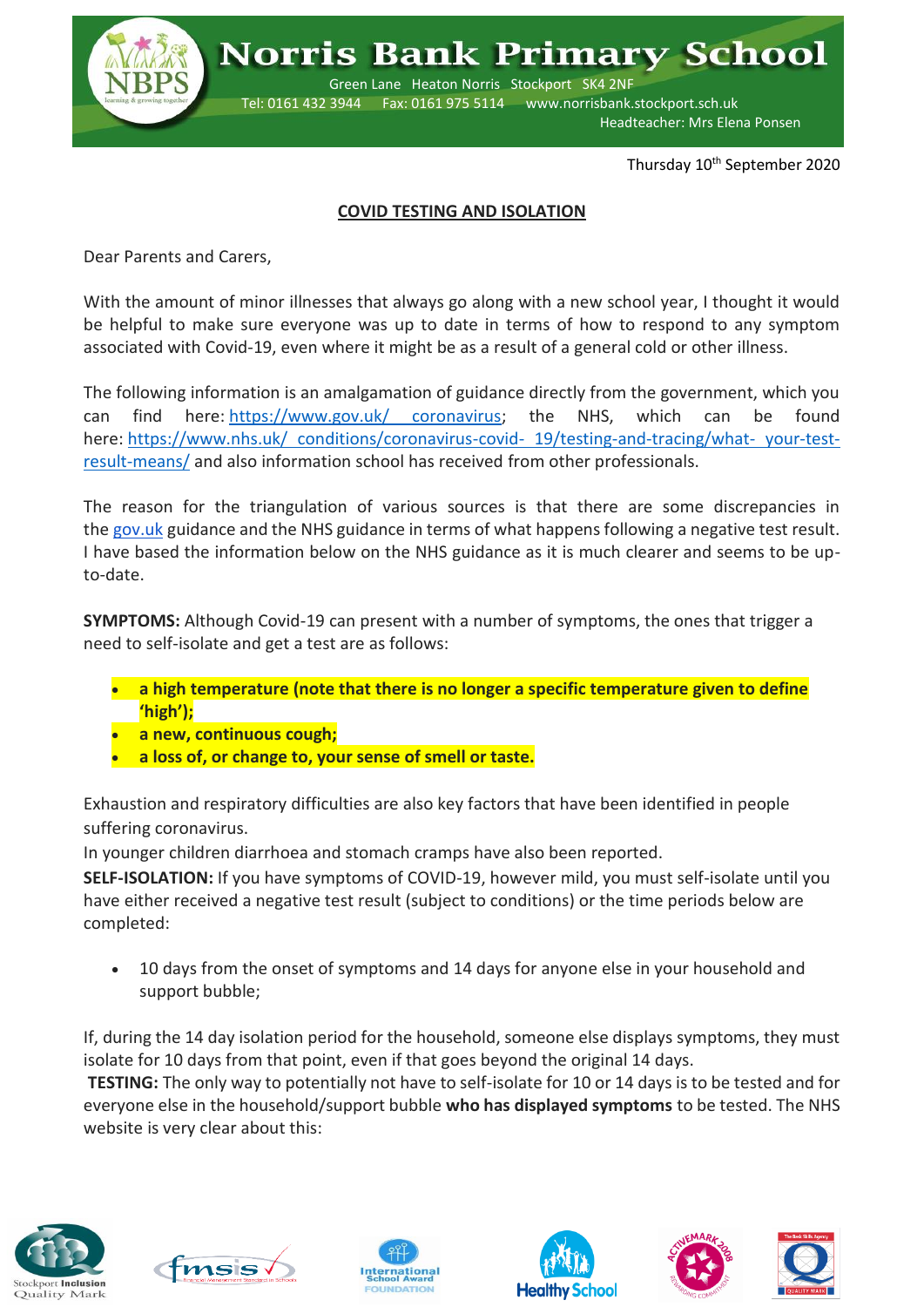# Norris Bank Primary School

Green Lane Heaton Norris Stockport SK4 2NF
Tel: 0161 432 3944 Fax: 0161 975 5114 www.norrisbank.stockport.sch.uk
Headteacher: Mrs Elena Ponsen

Thursday 10th September 2020

## COVID TESTING AND ISOLATION

Dear Parents and Carers,

With the amount of minor illnesses that always go along with a new school year, I thought it would be helpful to make sure everyone was up to date in terms of how to respond to any symptom associated with Covid-19, even where it might be as a result of a general cold or other illness.

The following information is an amalgamation of guidance directly from the government, which you can find here: [https://www.gov.uk/coronavirus](https://www.gov.uk/coronavirus); the NHS, which can be found here: [https://www.nhs.uk/conditions/coronavirus-covid-19/testing-and-tracing/what-your-test-result-means/](https://www.nhs.uk/conditions/coronavirus-covid-19/testing-and-tracing/what-your-test-result-means/) and also information school has received from other professionals.

The reason for the triangulation of various sources is that there are some discrepancies in the gov.uk guidance and the NHS guidance in terms of what happens following a negative test result. I have based the information below on the NHS guidance as it is much clearer and seems to be up-to-date.

**SYMPTOMS:** Although Covid-19 can present with a number of symptoms, the ones that trigger a need to self-isolate and get a test are as follows:

- **a high temperature (note that there is no longer a specific temperature given to define 'high');**
- **a new, continuous cough;**
- **a loss of, or change to, your sense of smell or taste.**

Exhaustion and respiratory difficulties are also key factors that have been identified in people suffering coronavirus.

In younger children diarrhoea and stomach cramps have also been reported.

**SELF-ISOLATION:** If you have symptoms of COVID-19, however mild, you must self-isolate until you have either received a negative test result (subject to conditions) or the time periods below are completed:

- 10 days from the onset of symptoms and 14 days for anyone else in your household and support bubble;

If, during the 14 day isolation period for the household, someone else displays symptoms, they must isolate for 10 days from that point, even if that goes beyond the original 14 days.

**TESTING:** The only way to potentially not have to self-isolate for 10 or 14 days is to be tested and for everyone else in the household/support bubble **who has displayed symptoms** to be tested. The NHS website is very clear about this: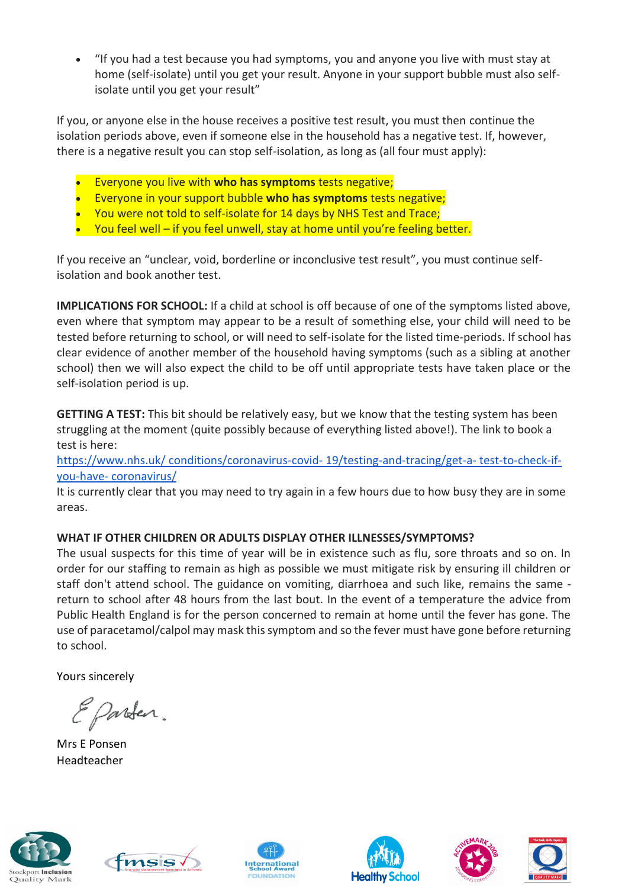- "If you had a test because you had symptoms, you and anyone you live with must stay at home (self-isolate) until you get your result. Anyone in your support bubble must also self-isolate until you get your result"

If you, or anyone else in the house receives a positive test result, you must then continue the isolation periods above, even if someone else in the household has a negative test. If, however, there is a negative result you can stop self-isolation, as long as (all four must apply):

- Everyone you live with **who has symptoms** tests negative;
- Everyone in your support bubble **who has symptoms** tests negative;
- You were not told to self-isolate for 14 days by NHS Test and Trace;
- You feel well – if you feel unwell, stay at home until you're feeling better.

If you receive an "unclear, void, borderline or inconclusive test result", you must continue self-isolation and book another test.

**IMPLICATIONS FOR SCHOOL:** If a child at school is off because of one of the symptoms listed above, even where that symptom may appear to be a result of something else, your child will need to be tested before returning to school, or will need to self-isolate for the listed time-periods. If school has clear evidence of another member of the household having symptoms (such as a sibling at another school) then we will also expect the child to be off until appropriate tests have taken place or the self-isolation period is up.

**GETTING A TEST:** This bit should be relatively easy, but we know that the testing system has been struggling at the moment (quite possibly because of everything listed above!). The link to book a test is here:
[https://www.nhs.uk/ conditions/coronavirus-covid- 19/testing-and-tracing/get-a- test-to-check-if-you-have- coronavirus/](https://www.nhs.uk/conditions/coronavirus-covid-19/testing-and-tracing/get-a-test-to-check-if-you-have-coronavirus/)
It is currently clear that you may need to try again in a few hours due to how busy they are in some areas.

**WHAT IF OTHER CHILDREN OR ADULTS DISPLAY OTHER ILLNESSES/SYMPTOMS?**
The usual suspects for this time of year will be in existence such as flu, sore throats and so on. In order for our staffing to remain as high as possible we must mitigate risk by ensuring ill children or staff don't attend school. The guidance on vomiting, diarrhoea and such like, remains the same - return to school after 48 hours from the last bout. In the event of a temperature the advice from Public Health England is for the person concerned to remain at home until the fever has gone. The use of paracetamol/calpol may mask this symptom and so the fever must have gone before returning to school.

Yours sincerely

Mrs E Ponsen
Headteacher